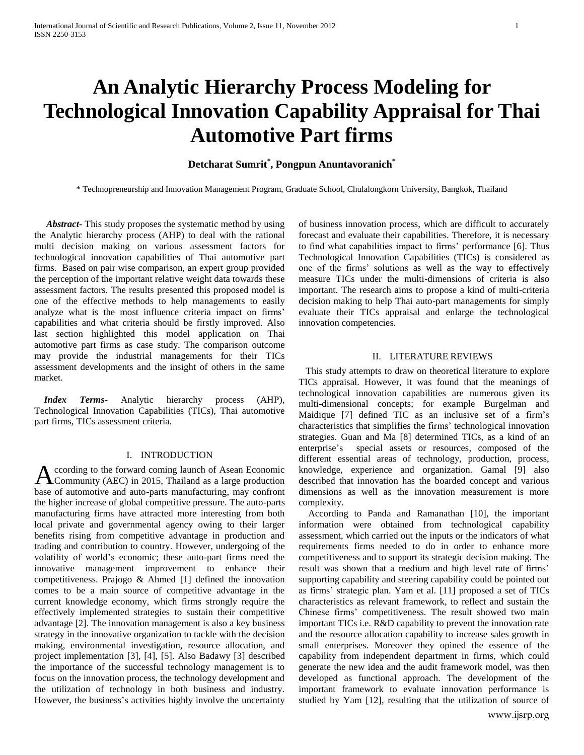# An Analytic Hierarchy Process Modeling for Technological Innovation Capability Appraisal for Thai Automotive Part firms

**Detcharat Sumrit*, Pongpun Anuntavoranich***

\* Technopreneurship and Innovation Management Program, Graduate School, Chulalongkorn University, Bangkok, Thailand

***Abstract***- This study proposes the systematic method by using the Analytic hierarchy process (AHP) to deal with the rational multi decision making on various assessment factors for technological innovation capabilities of Thai automotive part firms. Based on pair wise comparison, an expert group provided the perception of the important relative weight data towards these assessment factors. The results presented this proposed model is one of the effective methods to help managements to easily analyze what is the most influence criteria impact on firms' capabilities and what criteria should be firstly improved. Also last section highlighted this model application on Thai automotive part firms as case study. The comparison outcome may provide the industrial managements for their TICs assessment developments and the insight of others in the same market.

***Index Terms***- Analytic hierarchy process (AHP), Technological Innovation Capabilities (TICs), Thai automotive part firms, TICs assessment criteria.

## I. INTRODUCTION

According to the forward coming launch of Asean Economic Community (AEC) in 2015, Thailand as a large production base of automotive and auto-parts manufacturing, may confront the higher increase of global competitive pressure. The auto-parts manufacturing firms have attracted more interesting from both local private and governmental agency owing to their larger benefits rising from competitive advantage in production and trading and contribution to country. However, undergoing of the volatility of world's economic; these auto-part firms need the innovative management improvement to enhance their competitiveness. Prajogo & Ahmed [1] defined the innovation comes to be a main source of competitive advantage in the current knowledge economy, which firms strongly require the effectively implemented strategies to sustain their competitive advantage [2]. The innovation management is also a key business strategy in the innovative organization to tackle with the decision making, environmental investigation, resource allocation, and project implementation [3], [4], [5]. Also Badawy [3] described the importance of the successful technology management is to focus on the innovation process, the technology development and the utilization of technology in both business and industry. However, the business's activities highly involve the uncertainty of business innovation process, which are difficult to accurately forecast and evaluate their capabilities. Therefore, it is necessary to find what capabilities impact to firms' performance [6]. Thus Technological Innovation Capabilities (TICs) is considered as one of the firms' solutions as well as the way to effectively measure TICs under the multi-dimensions of criteria is also important. The research aims to propose a kind of multi-criteria decision making to help Thai auto-part managements for simply evaluate their TICs appraisal and enlarge the technological innovation competencies.

## II. LITERATURE REVIEWS

This study attempts to draw on theoretical literature to explore TICs appraisal. However, it was found that the meanings of technological innovation capabilities are numerous given its multi-dimensional concepts; for example Burgelman and Maidique [7] defined TIC as an inclusive set of a firm's characteristics that simplifies the firms' technological innovation strategies. Guan and Ma [8] determined TICs, as a kind of an enterprise's special assets or resources, composed of the different essential areas of technology, production, process, knowledge, experience and organization. Gamal [9] also described that innovation has the boarded concept and various dimensions as well as the innovation measurement is more complexity.

According to Panda and Ramanathan [10], the important information were obtained from technological capability assessment, which carried out the inputs or the indicators of what requirements firms needed to do in order to enhance more competitiveness and to support its strategic decision making. The result was shown that a medium and high level rate of firms' supporting capability and steering capability could be pointed out as firms' strategic plan. Yam et al. [11] proposed a set of TICs characteristics as relevant framework, to reflect and sustain the Chinese firms' competitiveness. The result showed two main important TICs i.e. R&D capability to prevent the innovation rate and the resource allocation capability to increase sales growth in small enterprises. Moreover they opined the essence of the capability from independent department in firms, which could generate the new idea and the audit framework model, was then developed as functional approach. The development of the important framework to evaluate innovation performance is studied by Yam [12], resulting that the utilization of source of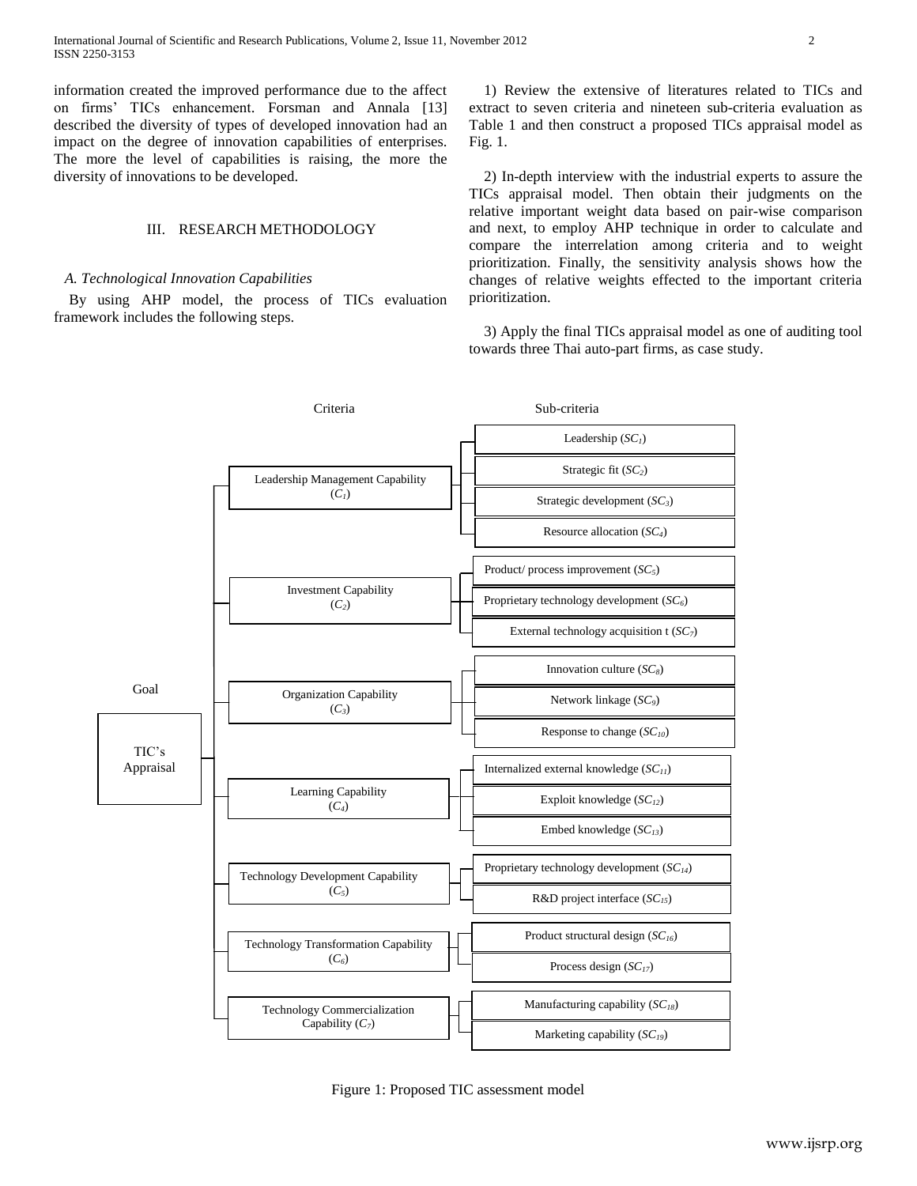information created the improved performance due to the affect on firms' TICs enhancement. Forsman and Annala [13] described the diversity of types of developed innovation had an impact on the degree of innovation capabilities of enterprises. The more the level of capabilities is raising, the more the diversity of innovations to be developed.

## III. RESEARCH METHODOLOGY

### *A. Technological Innovation Capabilities*

By using AHP model, the process of TICs evaluation framework includes the following steps.

1) Review the extensive of literatures related to TICs and extract to seven criteria and nineteen sub-criteria evaluation as Table 1 and then construct a proposed TICs appraisal model as Fig. 1.

2) In-depth interview with the industrial experts to assure the TICs appraisal model. Then obtain their judgments on the relative important weight data based on pair-wise comparison and next, to employ AHP technique in order to calculate and compare the interrelation among criteria and to weight prioritization. Finally, the sensitivity analysis shows how the changes of relative weights effected to the important criteria prioritization.

3) Apply the final TICs appraisal model as one of auditing tool towards three Thai auto-part firms, as case study.

Goal

TIC's Appraisal

Criteria

Leadership Management Capability ($C_1$)

Investment Capability ($C_2$)

Organization Capability ($C_3$)

Learning Capability ($C_4$)

Technology Development Capability ($C_5$)

Technology Transformation Capability ($C_6$)

Technology Commercialization Capability ($C_7$)

Sub-criteria

Leadership ($SC_1$)

Strategic fit ($SC_2$)

Strategic development ($SC_3$)

Resource allocation ($SC_4$)

Product/ process improvement ($SC_5$)

Proprietary technology development ($SC_6$)

External technology acquisition t ($SC_7$)

Innovation culture ($SC_8$)

Network linkage ($SC_9$)

Response to change ($SC_{10}$)

Internalized external knowledge ($SC_{11}$)

Exploit knowledge ($SC_{12}$)

Embed knowledge ($SC_{13}$)

Proprietary technology development ($SC_{14}$)

R&D project interface ($SC_{15}$)

Product structural design ($SC_{16}$)

Process design ($SC_{17}$)

Manufacturing capability ($SC_{18}$)

Marketing capability ($SC_{19}$)

Figure 1: Proposed TIC assessment model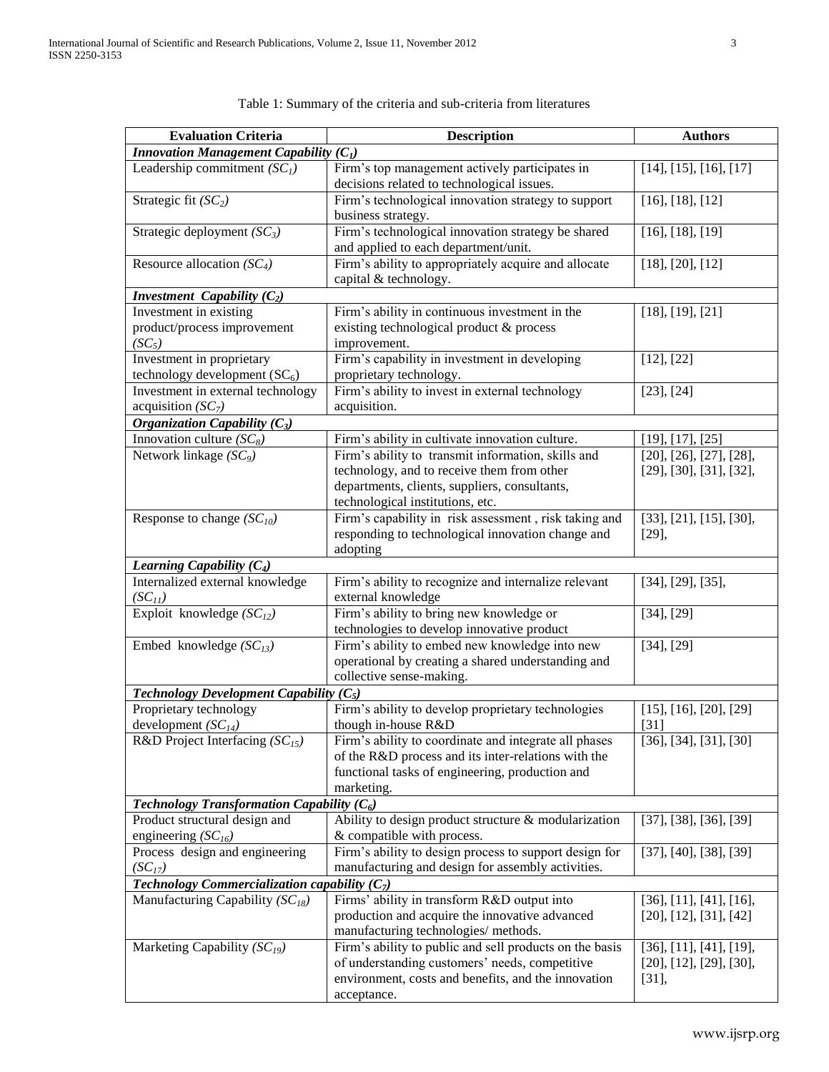Table 1: Summary of the criteria and sub-criteria from literatures

| Evaluation Criteria | Description | Authors |
|---|---|---|
| ***Innovation Management Capability ($C_1$)*** | | |
| Leadership commitment *($SC_1$)* | Firm's top management actively participates in decisions related to technological issues. | [14], [15], [16], [17] |
| Strategic fit *($SC_2$)* | Firm's technological innovation strategy to support business strategy. | [16], [18], [12] |
| Strategic deployment *($SC_3$)* | Firm's technological innovation strategy be shared and applied to each department/unit. | [16], [18], [19] |
| Resource allocation *($SC_4$)* | Firm's ability to appropriately acquire and allocate capital & technology. | [18], [20], [12] |
| ***Investment Capability ($C_2$)*** | | |
| Investment in existing product/process improvement *($SC_5$)* | Firm's ability in continuous investment in the existing technological product & process improvement. | [18], [19], [21] |
| Investment in proprietary technology development ($SC_6$) | Firm's capability in investment in developing proprietary technology. | [12], [22] |
| Investment in external technology acquisition *($SC_7$)* | Firm's ability to invest in external technology acquisition. | [23], [24] |
| ***Organization Capability ($C_3$)*** | | |
| Innovation culture *($SC_8$)* | Firm's ability in cultivate innovation culture. | [19], [17], [25] |
| Network linkage *($SC_9$)* | Firm's ability to transmit information, skills and technology, and to receive them from other departments, clients, suppliers, consultants, technological institutions, etc. | [20], [26], [27], [28], [29], [30], [31], [32], |
| Response to change *($SC_{10}$)* | Firm's capability in risk assessment , risk taking and responding to technological innovation change and adopting | [33], [21], [15], [30], [29], |
| ***Learning Capability ($C_4$)*** | | |
| Internalized external knowledge *($SC_{11}$)* | Firm's ability to recognize and internalize relevant external knowledge | [34], [29], [35], |
| Exploit knowledge *($SC_{12}$)* | Firm's ability to bring new knowledge or technologies to develop innovative product | [34], [29] |
| Embed knowledge *($SC_{13}$)* | Firm's ability to embed new knowledge into new operational by creating a shared understanding and collective sense-making. | [34], [29] |
| ***Technology Development Capability ($C_5$)*** | | |
| Proprietary technology development *($SC_{14}$)* | Firm's ability to develop proprietary technologies though in-house R&D | [15], [16], [20], [29] [31] |
| R&D Project Interfacing *($SC_{15}$)* | Firm's ability to coordinate and integrate all phases of the R&D process and its inter-relations with the functional tasks of engineering, production and marketing. | [36], [34], [31], [30] |
| ***Technology Transformation Capability ($C_6$)*** | | |
| Product structural design and engineering *($SC_{16}$)* | Ability to design product structure & modularization & compatible with process. | [37], [38], [36], [39] |
| Process design and engineering *($SC_{17}$)* | Firm's ability to design process to support design for manufacturing and design for assembly activities. | [37], [40], [38], [39] |
| ***Technology Commercialization capability ($C_7$)*** | | |
| Manufacturing Capability *($SC_{18}$)* | Firms' ability in transform R&D output into production and acquire the innovative advanced manufacturing technologies/ methods. | [36], [11], [41], [16], [20], [12], [31], [42] |
| Marketing Capability *($SC_{19}$)* | Firm's ability to public and sell products on the basis of understanding customers' needs, competitive environment, costs and benefits, and the innovation acceptance. | [36], [11], [41], [19], [20], [12], [29], [30], [31], |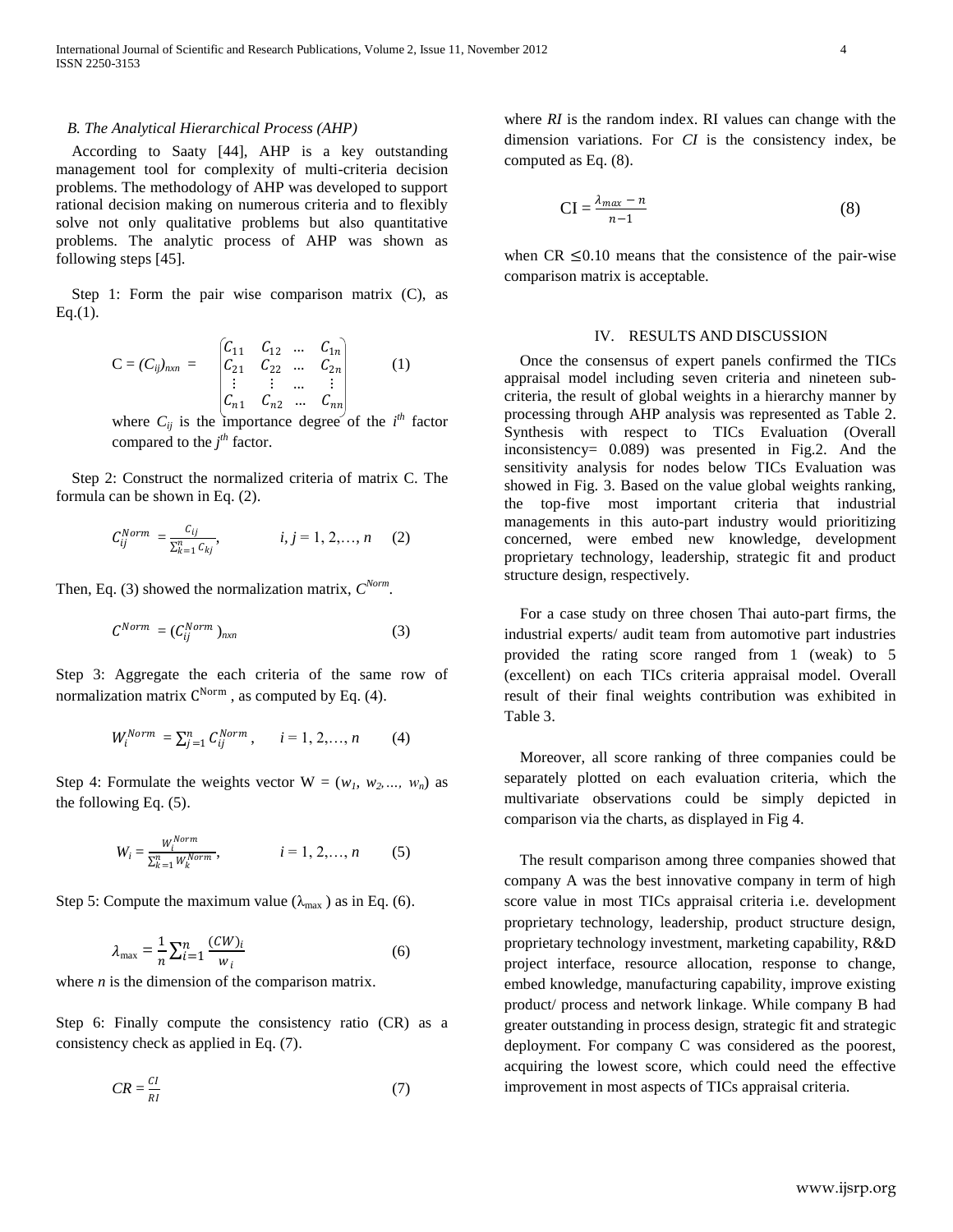### B. The Analytical Hierarchical Process (AHP)

According to Saaty [44], AHP is a key outstanding management tool for complexity of multi-criteria decision problems. The methodology of AHP was developed to support rational decision making on numerous criteria and to flexibly solve not only qualitative problems but also quantitative problems. The analytic process of AHP was shown as following steps [45].

Step 1: Form the pair wise comparison matrix (C), as Eq.(1).

$$C = (C_{ij})_{nxn} = \begin{pmatrix} C_{11} & C_{12} & \dots & C_{1n} \\ C_{21} & C_{22} & \dots & C_{2n} \\ \vdots & \vdots & \dots & \vdots \\ C_{n1} & C_{n2} & \dots & C_{nn} \end{pmatrix} \qquad (1)$$

where $C_{ij}$ is the importance degree of the $i^{th}$ factor compared to the $j^{th}$ factor.

Step 2: Construct the normalized criteria of matrix C. The formula can be shown in Eq. (2).

$$C_{ij}^{Norm} = \frac{C_{ij}}{\sum_{k=1}^{n} C_{kj}}, \qquad i, j = 1, 2, \dots, n \qquad (2)$$

Then, Eq. (3) showed the normalization matrix, $C^{Norm}$.

$$C^{Norm} = (C_{ij}^{Norm})_{nxn} \qquad (3)$$

Step 3: Aggregate the each criteria of the same row of normalization matrix $C^{Norm}$, as computed by Eq. (4).

$$W_i^{Norm} = \sum_{j=1}^{n} C_{ij}^{Norm}, \qquad i = 1, 2, \dots, n \qquad (4)$$

Step 4: Formulate the weights vector $W = (w_1, w_2, \dots, w_n)$ as the following Eq. (5).

$$W_i = \frac{W_i^{Norm}}{\sum_{k=1}^{n} W_k^{Norm}}, \qquad i = 1, 2, \dots, n \qquad (5)$$

Step 5: Compute the maximum value ($\lambda_{\max}$) as in Eq. (6).

$$\lambda_{\max} = \frac{1}{n} \sum_{i=1}^{n} \frac{(CW)_i}{w_i} \qquad (6)$$

where $n$ is the dimension of the comparison matrix.

Step 6: Finally compute the consistency ratio (CR) as a consistency check as applied in Eq. (7).

$$CR = \frac{CI}{RI} \qquad (7)$$

where *RI* is the random index. RI values can change with the dimension variations. For *CI* is the consistency index, be computed as Eq. (8).

$$CI = \frac{\lambda_{max} - n}{n-1} \qquad (8)$$

when $CR \leq 0.10$ means that the consistence of the pair-wise comparison matrix is acceptable.

## IV. RESULTS AND DISCUSSION

Once the consensus of expert panels confirmed the TICs appraisal model including seven criteria and nineteen sub-criteria, the result of global weights in a hierarchy manner by processing through AHP analysis was represented as Table 2. Synthesis with respect to TICs Evaluation (Overall inconsistency= 0.089) was presented in Fig.2. And the sensitivity analysis for nodes below TICs Evaluation was showed in Fig. 3. Based on the value global weights ranking, the top-five most important criteria that industrial managements in this auto-part industry would prioritizing concerned, were embed new knowledge, development proprietary technology, leadership, strategic fit and product structure design, respectively.

For a case study on three chosen Thai auto-part firms, the industrial experts/ audit team from automotive part industries provided the rating score ranged from 1 (weak) to 5 (excellent) on each TICs criteria appraisal model. Overall result of their final weights contribution was exhibited in Table 3.

Moreover, all score ranking of three companies could be separately plotted on each evaluation criteria, which the multivariate observations could be simply depicted in comparison via the charts, as displayed in Fig 4.

The result comparison among three companies showed that company A was the best innovative company in term of high score value in most TICs appraisal criteria i.e. development proprietary technology, leadership, product structure design, proprietary technology investment, marketing capability, R&D project interface, resource allocation, response to change, embed knowledge, manufacturing capability, improve existing product/ process and network linkage. While company B had greater outstanding in process design, strategic fit and strategic deployment. For company C was considered as the poorest, acquiring the lowest score, which could need the effective improvement in most aspects of TICs appraisal criteria.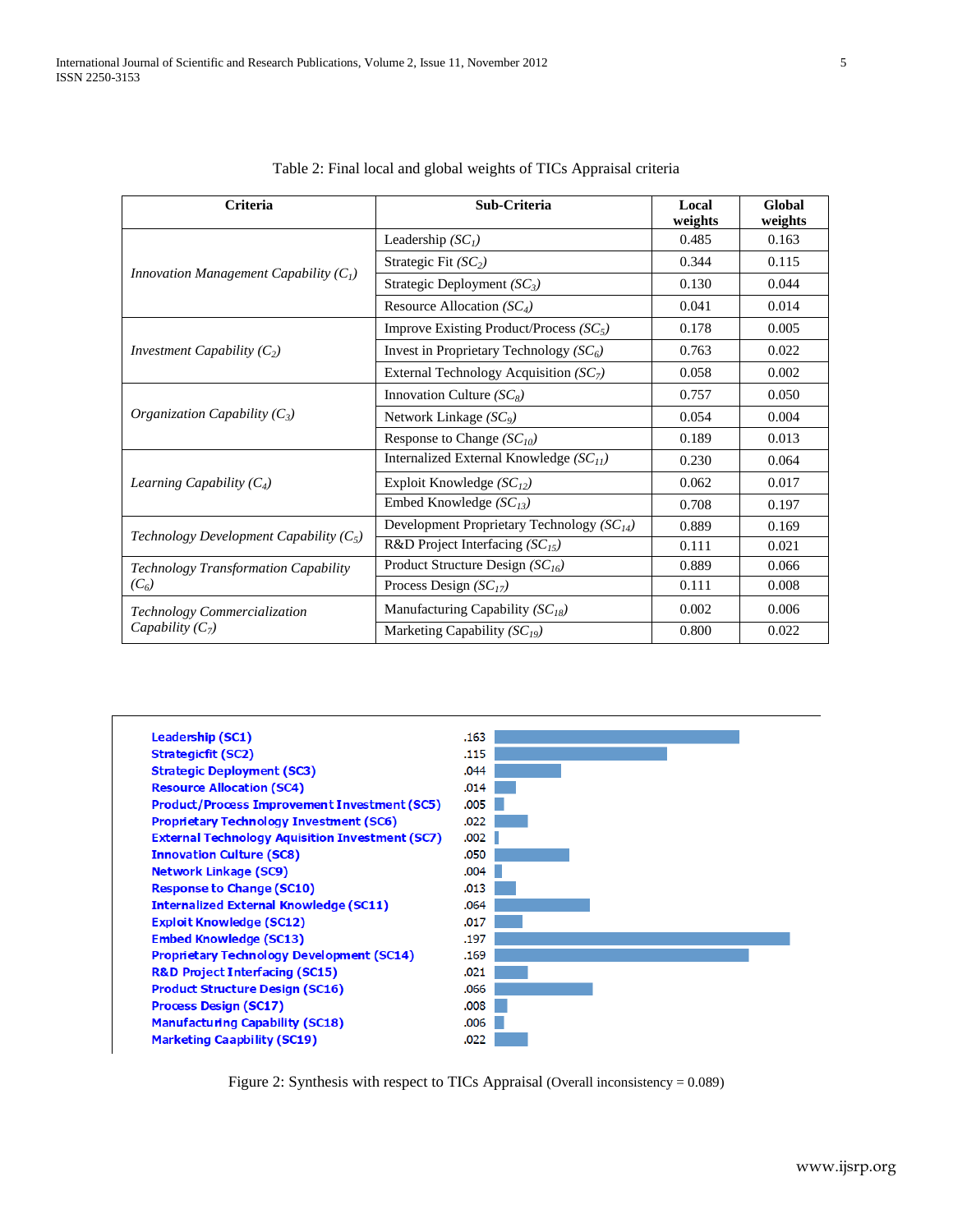Table 2: Final local and global weights of TICs Appraisal criteria

| Criteria | Sub-Criteria | Local weights | Global weights |
|---|---|---|---|
| *Innovation Management Capability ($C_1$)* | Leadership *($SC_1$)* | 0.485 | 0.163 |
| | Strategic Fit *($SC_2$)* | 0.344 | 0.115 |
| | Strategic Deployment *($SC_3$)* | 0.130 | 0.044 |
| | Resource Allocation *($SC_4$)* | 0.041 | 0.014 |
| *Investment Capability ($C_2$)* | Improve Existing Product/Process *($SC_5$)* | 0.178 | 0.005 |
| | Invest in Proprietary Technology *($SC_6$)* | 0.763 | 0.022 |
| | External Technology Acquisition *($SC_7$)* | 0.058 | 0.002 |
| *Organization Capability ($C_3$)* | Innovation Culture *($SC_8$)* | 0.757 | 0.050 |
| | Network Linkage *($SC_9$)* | 0.054 | 0.004 |
| | Response to Change *($SC_{10}$)* | 0.189 | 0.013 |
| *Learning Capability ($C_4$)* | Internalized External Knowledge *($SC_{11}$)* | 0.230 | 0.064 |
| | Exploit Knowledge *($SC_{12}$)* | 0.062 | 0.017 |
| | Embed Knowledge *($SC_{13}$)* | 0.708 | 0.197 |
| *Technology Development Capability ($C_5$)* | Development Proprietary Technology *($SC_{14}$)* | 0.889 | 0.169 |
| | R&D Project Interfacing *($SC_{15}$)* | 0.111 | 0.021 |
| *Technology Transformation Capability ($C_6$)* | Product Structure Design *($SC_{16}$)* | 0.889 | 0.066 |
| | Process Design *($SC_{17}$)* | 0.111 | 0.008 |
| *Technology Commercialization Capability ($C_7$)* | Manufacturing Capability *($SC_{18}$)* | 0.002 | 0.006 |
| | Marketing Capability *($SC_{19}$)* | 0.800 | 0.022 |

Leadership (SC1) .163
Strategicfit (SC2) .115
Strategic Deployment (SC3) .044
Resource Allocation (SC4) .014
Product/Process Improvement Investment (SC5) .005
Proprietary Technology Investment (SC6) .022
External Technology Aquisition Investment (SC7) .002
Innovation Culture (SC8) .050
Network Linkage (SC9) .004
Response to Change (SC10) .013
Internalized External Knowledge (SC11) .064
Exploit Knowledge (SC12) .017
Embed Knowledge (SC13) .197
Proprietary Technology Development (SC14) .169
R&D Project Interfacing (SC15) .021
Product Structure Design (SC16) .066
Process Design (SC17) .008
Manufacturing Capability (SC18) .006
Marketing Caapbility (SC19) .022

Figure 2: Synthesis with respect to TICs Appraisal (Overall inconsistency = 0.089)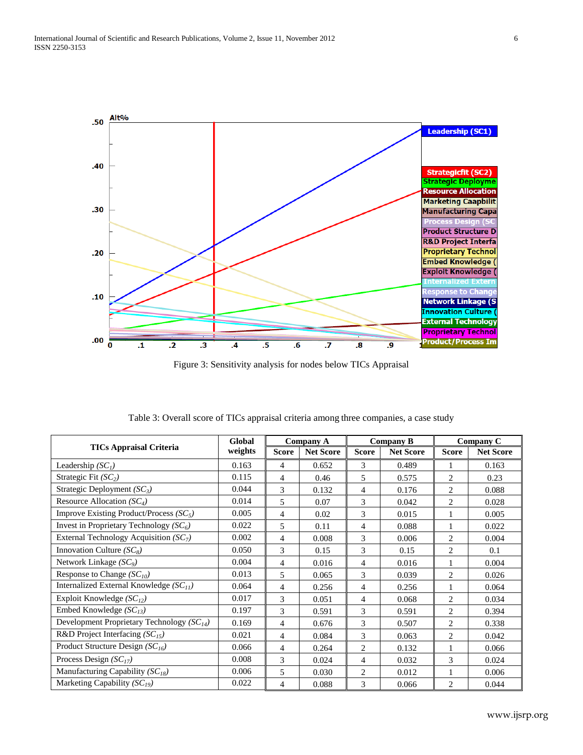Alt%

.50

.40

.30

.20

.10

.00

0 .1 .2 .3 .4 .5 .6 .7 .8 .9 1

Leadership (SC1)

Strategicfit (SC2)

Strategic Deployme

Resource Allocation

Marketing Caapbilit

Manufacturing Capa

Process Design (SC

Product Structure D

R&D Project Interfa

Proprietary Technol

Embed Knowledge (

Exploit Knowledge (

Internalized Extern

Response to Change

Network Linkage (S

Innovation Culture (

External Technology

Proprietary Technol

Product/Process Im

Figure 3: Sensitivity analysis for nodes below TICs Appraisal

Table 3: Overall score of TICs appraisal criteria among three companies, a case study

| TICs Appraisal Criteria | Global weights | Company A | | Company B | | Company C | |
|---|---|---|---|---|---|---|---|
| | | Score | Net Score | Score | Net Score | Score | Net Score |
| Leadership *($SC_1$)* | 0.163 | 4 | 0.652 | 3 | 0.489 | 1 | 0.163 |
| Strategic Fit *($SC_2$)* | 0.115 | 4 | 0.46 | 5 | 0.575 | 2 | 0.23 |
| Strategic Deployment *($SC_3$)* | 0.044 | 3 | 0.132 | 4 | 0.176 | 2 | 0.088 |
| Resource Allocation *($SC_4$)* | 0.014 | 5 | 0.07 | 3 | 0.042 | 2 | 0.028 |
| Improve Existing Product/Process *($SC_5$)* | 0.005 | 4 | 0.02 | 3 | 0.015 | 1 | 0.005 |
| Invest in Proprietary Technology *($SC_6$)* | 0.022 | 5 | 0.11 | 4 | 0.088 | 1 | 0.022 |
| External Technology Acquisition *($SC_7$)* | 0.002 | 4 | 0.008 | 3 | 0.006 | 2 | 0.004 |
| Innovation Culture *($SC_8$)* | 0.050 | 3 | 0.15 | 3 | 0.15 | 2 | 0.1 |
| Network Linkage *($SC_9$)* | 0.004 | 4 | 0.016 | 4 | 0.016 | 1 | 0.004 |
| Response to Change *($SC_{10}$)* | 0.013 | 5 | 0.065 | 3 | 0.039 | 2 | 0.026 |
| Internalized External Knowledge *($SC_{11}$)* | 0.064 | 4 | 0.256 | 4 | 0.256 | 1 | 0.064 |
| Exploit Knowledge *($SC_{12}$)* | 0.017 | 3 | 0.051 | 4 | 0.068 | 2 | 0.034 |
| Embed Knowledge *($SC_{13}$)* | 0.197 | 3 | 0.591 | 3 | 0.591 | 2 | 0.394 |
| Development Proprietary Technology *($SC_{14}$)* | 0.169 | 4 | 0.676 | 3 | 0.507 | 2 | 0.338 |
| R&D Project Interfacing *($SC_{15}$)* | 0.021 | 4 | 0.084 | 3 | 0.063 | 2 | 0.042 |
| Product Structure Design *($SC_{16}$)* | 0.066 | 4 | 0.264 | 2 | 0.132 | 1 | 0.066 |
| Process Design *($SC_{17}$)* | 0.008 | 3 | 0.024 | 4 | 0.032 | 3 | 0.024 |
| Manufacturing Capability *($SC_{18}$)* | 0.006 | 5 | 0.030 | 2 | 0.012 | 1 | 0.006 |
| Marketing Capability *($SC_{19}$)* | 0.022 | 4 | 0.088 | 3 | 0.066 | 2 | 0.044 |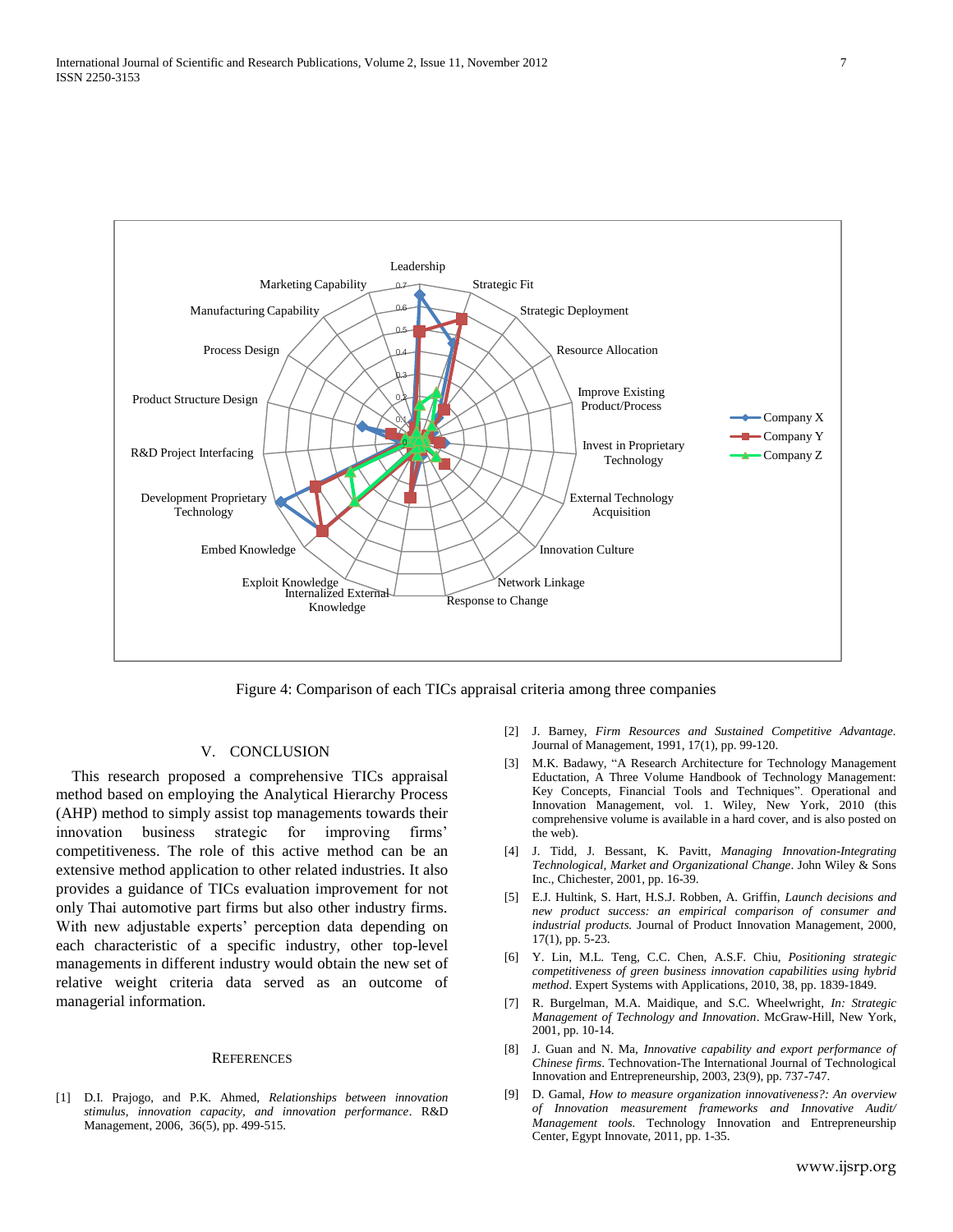Leadership
Strategic Fit
Strategic Deployment
Resource Allocation
Improve Existing Product/Process
Invest in Proprietary Technology
External Technology Acquisition
Innovation Culture
Network Linkage
Response to Change
Internalized External Knowledge
Exploit Knowledge
Embed Knowledge
Development Proprietary Technology
R&D Project Interfacing
Product Structure Design
Process Design
Manufacturing Capability
Marketing Capability

0.7
0.6
0.5
0.4
0.3
0.2
0.1
0

Company X
Company Y
Company Z

Figure 4: Comparison of each TICs appraisal criteria among three companies

## V. CONCLUSION

This research proposed a comprehensive TICs appraisal method based on employing the Analytical Hierarchy Process (AHP) method to simply assist top managements towards their innovation business strategic for improving firms' competitiveness. The role of this active method can be an extensive method application to other related industries. It also provides a guidance of TICs evaluation improvement for not only Thai automotive part firms but also other industry firms. With new adjustable experts' perception data depending on each characteristic of a specific industry, other top-level managements in different industry would obtain the new set of relative weight criteria data served as an outcome of managerial information.

## REFERENCES

[1] D.I. Prajogo, and P.K. Ahmed, *Relationships between innovation stimulus, innovation capacity, and innovation performance*. R&D Management, 2006, 36(5), pp. 499-515.

[2] J. Barney, *Firm Resources and Sustained Competitive Advantage*. Journal of Management, 1991, 17(1), pp. 99-120.

[3] M.K. Badawy, "A Research Architecture for Technology Management Eductation, A Three Volume Handbook of Technology Management: Key Concepts, Financial Tools and Techniques". Operational and Innovation Management, vol. 1. Wiley, New York, 2010 (this comprehensive volume is available in a hard cover, and is also posted on the web).

[4] J. Tidd, J. Bessant, K. Pavitt, *Managing Innovation-Integrating Technological, Market and Organizational Change*. John Wiley & Sons Inc., Chichester, 2001, pp. 16-39.

[5] E.J. Hultink, S. Hart, H.S.J. Robben, A. Griffin, *Launch decisions and new product success: an empirical comparison of consumer and industrial products.* Journal of Product Innovation Management, 2000, 17(1), pp. 5-23.

[6] Y. Lin, M.L. Teng, C.C. Chen, A.S.F. Chiu, *Positioning strategic competitiveness of green business innovation capabilities using hybrid method*. Expert Systems with Applications, 2010, 38, pp. 1839-1849.

[7] R. Burgelman, M.A. Maidique, and S.C. Wheelwright, *In: Strategic Management of Technology and Innovation*. McGraw-Hill, New York, 2001, pp. 10-14.

[8] J. Guan and N. Ma, *Innovative capability and export performance of Chinese firms*. Technovation-The International Journal of Technological Innovation and Entrepreneurship, 2003, 23(9), pp. 737-747.

[9] D. Gamal, *How to measure organization innovativeness?: An overview of Innovation measurement frameworks and Innovative Audit/ Management tools.* Technology Innovation and Entrepreneurship Center, Egypt Innovate, 2011, pp. 1-35.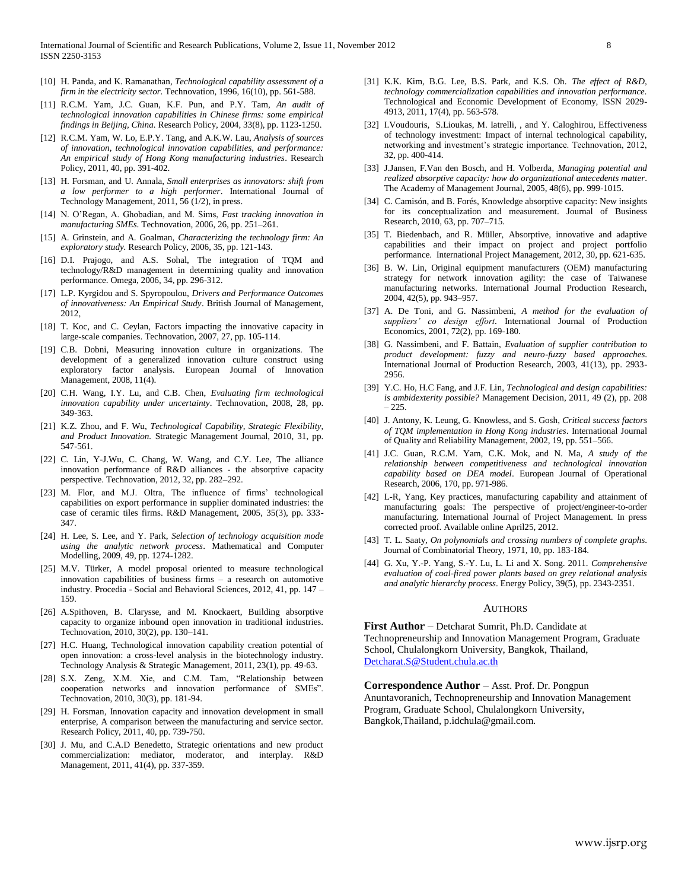[10] H. Panda, and K. Ramanathan, *Technological capability assessment of a firm in the electricity sector.* Technovation, 1996, 16(10), pp. 561-588.

[11] R.C.M. Yam, J.C. Guan, K.F. Pun, and P.Y. Tam, *An audit of technological innovation capabilities in Chinese firms: some empirical findings in Beijing, China.* Research Policy, 2004, 33(8), pp. 1123-1250.

[12] R.C.M. Yam, W. Lo, E.P.Y. Tang, and A.K.W. Lau, *Analysis of sources of innovation, technological innovation capabilities, and performance: An empirical study of Hong Kong manufacturing industries*. Research Policy, 2011, 40, pp. 391-402.

[13] H. Forsman, and U. Annala, *Small enterprises as innovators: shift from a low performer to a high performer*. International Journal of Technology Management, 2011, 56 (1/2), in press.

[14] N. O'Regan, A. Ghobadian, and M. Sims, *Fast tracking innovation in manufacturing SMEs.* Technovation, 2006, 26, pp. 251–261.

[15] A. Grinstein, and A. Goalman, *Characterizing the technology firm: An exploratory study.* Research Policy, 2006, 35, pp. 121-143.

[16] D.I. Prajogo, and A.S. Sohal, The integration of TQM and technology/R&D management in determining quality and innovation performance. Omega, 2006, 34, pp. 296-312.

[17] L.P. Kyrgidou and S. Spyropoulou, *Drivers and Performance Outcomes of innovativeness: An Empirical Study*. British Journal of Management, 2012,

[18] T. Koc, and C. Ceylan, Factors impacting the innovative capacity in large-scale companies. Technovation, 2007, 27, pp. 105-114.

[19] C.B. Dobni, Measuring innovation culture in organizations. The development of a generalized innovation culture construct using exploratory factor analysis. European Journal of Innovation Management, 2008, 11(4).

[20] C.H. Wang, I.Y. Lu, and C.B. Chen, *Evaluating firm technological innovation capability under uncertainty*. Technovation, 2008, 28, pp. 349-363.

[21] K.Z. Zhou, and F. Wu, *Technological Capability, Strategic Flexibility, and Product Innovation.* Strategic Management Journal, 2010, 31, pp. 547-561.

[22] C. Lin, Y-J.Wu, C. Chang, W. Wang, and C.Y. Lee, The alliance innovation performance of R&D alliances - the absorptive capacity perspective. Technovation, 2012, 32, pp. 282–292.

[23] M. Flor, and M.J. Oltra, The influence of firms' technological capabilities on export performance in supplier dominated industries: the case of ceramic tiles firms. R&D Management, 2005, 35(3), pp. 333-347.

[24] H. Lee, S. Lee, and Y. Park, *Selection of technology acquisition mode using the analytic network process*. Mathematical and Computer Modelling, 2009, 49, pp. 1274-1282.

[25] M.V. Türker, A model proposal oriented to measure technological innovation capabilities of business firms – a research on automotive industry. Procedia - Social and Behavioral Sciences, 2012, 41, pp. 147 – 159.

[26] A.Spithoven, B. Clarysse, and M. Knockaert, Building absorptive capacity to organize inbound open innovation in traditional industries. Technovation, 2010, 30(2), pp. 130–141.

[27] H.C. Huang, Technological innovation capability creation potential of open innovation: a cross-level analysis in the biotechnology industry. Technology Analysis & Strategic Management, 2011, 23(1), pp. 49-63.

[28] S.X. Zeng, X.M. Xie, and C.M. Tam, "Relationship between cooperation networks and innovation performance of SMEs". Technovation, 2010, 30(3), pp. 181-94.

[29] H. Forsman, Innovation capacity and innovation development in small enterprise, A comparison between the manufacturing and service sector. Research Policy, 2011, 40, pp. 739-750.

[30] J. Mu, and C.A.D Benedetto, Strategic orientations and new product commercialization: mediator, moderator, and interplay. R&D Management, 2011, 41(4), pp. 337-359.

[31] K.K. Kim, B.G. Lee, B.S. Park, and K.S. Oh. *The effect of R&D, technology commercialization capabilities and innovation performance.* Technological and Economic Development of Economy, ISSN 2029-4913, 2011, 17(4), pp. 563-578.

[32] I.Voudouris, S.Lioukas, M. Iatrelli, , and Y. Caloghirou, Effectiveness of technology investment: Impact of internal technological capability, networking and investment's strategic importance. Technovation, 2012, 32, pp. 400-414.

[33] J.Jansen, F.Van den Bosch, and H. Volberda, *Managing potential and realized absorptive capacity: how do organizational antecedents matter*. The Academy of Management Journal, 2005, 48(6), pp. 999-1015.

[34] C. Camisón, and B. Forés, Knowledge absorptive capacity: New insights for its conceptualization and measurement. Journal of Business Research, 2010, 63, pp. 707–715.

[35] T. Biedenbach, and R. Müller, Absorptive, innovative and adaptive capabilities and their impact on project and project portfolio performance. International Project Management, 2012, 30, pp. 621-635.

[36] B. W. Lin, Original equipment manufacturers (OEM) manufacturing strategy for network innovation agility: the case of Taiwanese manufacturing networks. International Journal Production Research, 2004, 42(5), pp. 943–957.

[37] A. De Toni, and G. Nassimbeni, *A method for the evaluation of suppliers' co design effort*. International Journal of Production Economics, 2001, 72(2), pp. 169-180.

[38] G. Nassimbeni, and F. Battain, *Evaluation of supplier contribution to product development: fuzzy and neuro-fuzzy based approaches.* International Journal of Production Research, 2003, 41(13), pp. 2933-2956.

[39] Y.C. Ho, H.C Fang, and J.F. Lin, *Technological and design capabilities: is ambidexterity possible?* Management Decision, 2011, 49 (2), pp. 208 – 225.

[40] J. Antony, K. Leung, G. Knowless, and S. Gosh, *Critical success factors of TQM implementation in Hong Kong industries*. International Journal of Quality and Reliability Management, 2002, 19, pp. 551–566.

[41] J.C. Guan, R.C.M. Yam, C.K. Mok, and N. Ma, *A study of the relationship between competitiveness and technological innovation capability based on DEA model*. European Journal of Operational Research, 2006, 170, pp. 971-986.

[42] L-R, Yang, Key practices, manufacturing capability and attainment of manufacturing goals: The perspective of project/engineer-to-order manufacturing. International Journal of Project Management. In press corrected proof. Available online April25, 2012.

[43] T. L. Saaty, *On polynomials and crossing numbers of complete graphs.* Journal of Combinatorial Theory, 1971, 10, pp. 183-184.

[44] G. Xu, Y.-P. Yang, S.-Y. Lu, L. Li and X. Song. 2011. *Comprehensive evaluation of coal-fired power plants based on grey relational analysis and analytic hierarchy process*. Energy Policy, 39(5), pp. 2343-2351.

## AUTHORS

**First Author** – Detcharat Sumrit, Ph.D. Candidate at Technopreneurship and Innovation Management Program, Graduate School, Chulalongkorn University, Bangkok, Thailand, Detcharat.S@Student.chula.ac.th

**Correspondence Author** – Asst. Prof. Dr. Pongpun Anuntavoranich, Technopreneurship and Innovation Management Program, Graduate School, Chulalongkorn University, Bangkok,Thailand, p.idchula@gmail.com.